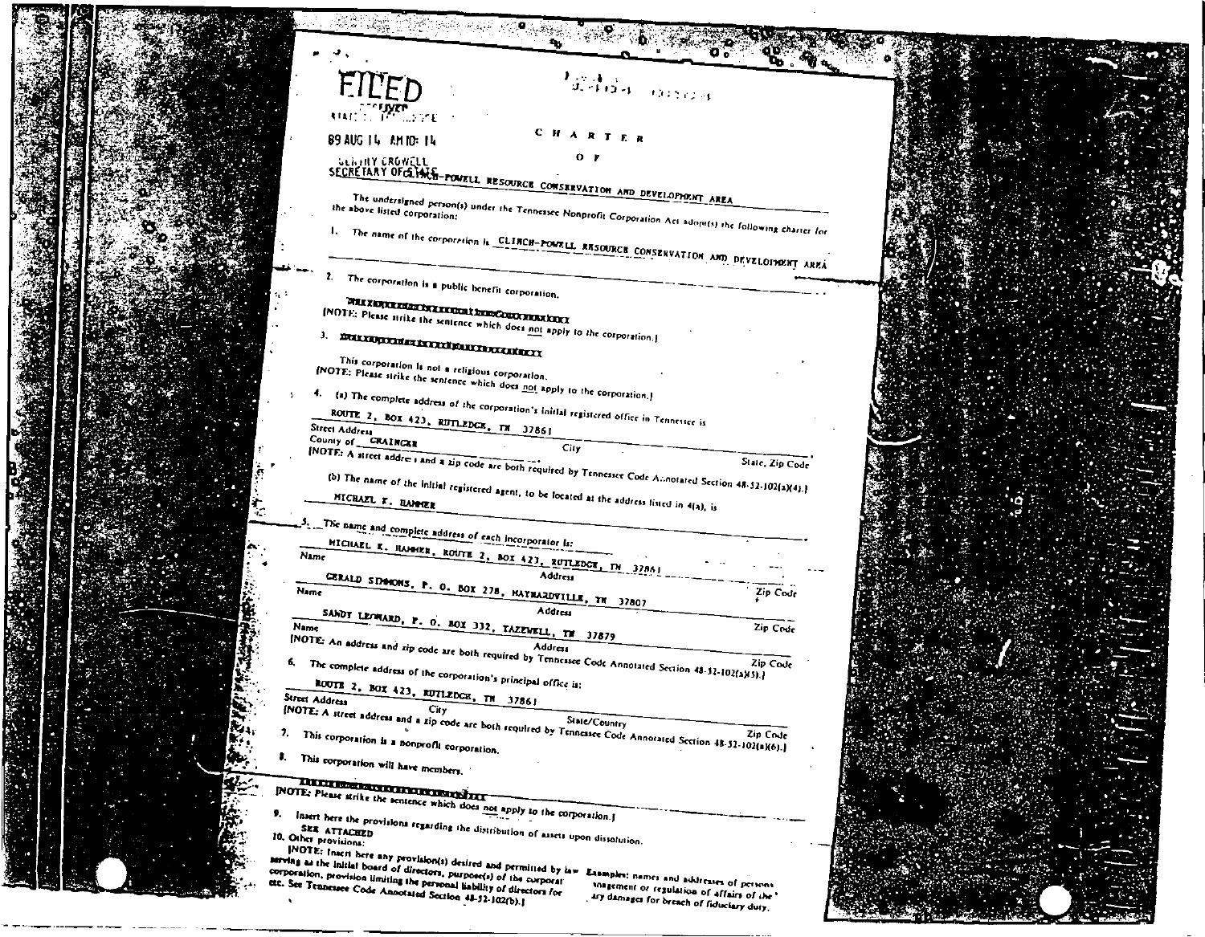FILED

RECEIVED
STATE OF TENNESSEE

89 AUG 14 AM 10: 14

GENTRY CROWELL
SECRETARY OF STATE

# CHARTER

## OF

## CLINCH-POWELL RESOURCE CONSERVATION AND DEVELOPMENT AREA

The undersigned person(s) under the Tennessee Nonprofit Corporation Act adopt(s) the following charter for the above listed corporation:

1. The name of the corporation is CLINCH-POWELL RESOURCE CONSERVATION AND DEVELOPMENT AREA

2. The corporation is a public benefit corporation.

   ~~XXXXXXXXXXXXXXXXXXXXXXXXXXXXXX~~

   [NOTE: Please strike the sentence which does not apply to the corporation.]

3. ~~XXXXXXXXXXXXXXXXXXXXXXXXXXXXXX~~

   This corporation is not a religious corporation.

   [NOTE: Please strike the sentence which does not apply to the corporation.]

4. (a) The complete address of the corporation's initial registered office in Tennessee is

   ROUTE 2, BOX 423, RUTLEDGE, TN 37861

   Street Address — City — State, Zip Code

   County of GRAINGER

   [NOTE: A street address and a zip code are both required by Tennessee Code Annotated Section 48-52-102(a)(4).]

   (b) The name of the initial registered agent, to be located at the address listed in 4(a), is

   MICHAEL K. HAMMER

5. The name and complete address of each incorporator is:

   | Name | Address | Zip Code |
   |---|---|---|
   | MICHAEL K. HAMMER | ROUTE 2, BOX 423, RUTLEDGE, TN | 37861 |
   | GERALD SIMMONS | P. O. BOX 278, MAYNARDVILLE, TN | 37807 |
   | SANDY LEONARD | P. O. BOX 332, TAZEWELL, TN | 37879 |

   [NOTE: An address and zip code are both required by Tennessee Code Annotated Section 48-52-102(a)(5).]

6. The complete address of the corporation's principal office is:

   ROUTE 2, BOX 423, RUTLEDGE, TN 37861

   Street Address — City — State/Country — Zip Code

   [NOTE: A street address and a zip code are both required by Tennessee Code Annotated Section 48-52-102(a)(6).]

7. This corporation is a nonprofit corporation.

8. This corporation will have members.

   ~~XXXXXXXXXXXXXXXXXXXXXXXXXXXXXX~~

   [NOTE: Please strike the sentence which does not apply to the corporation.]

9. Insert here the provisions regarding the distribution of assets upon dissolution.

   SEE ATTACHED

10. Other provisions:

    [NOTE: Insert here any provision(s) desired and permitted by law. Examples: names and addresses of persons serving as the initial board of directors, purpose(s) of the corporat... ...nagement or regulation of affairs of the corporation, provision limiting the personal liability of directors for ...ary damages for breach of fiduciary duty, etc. See Tennessee Code Annotated Section 48-52-102(b).]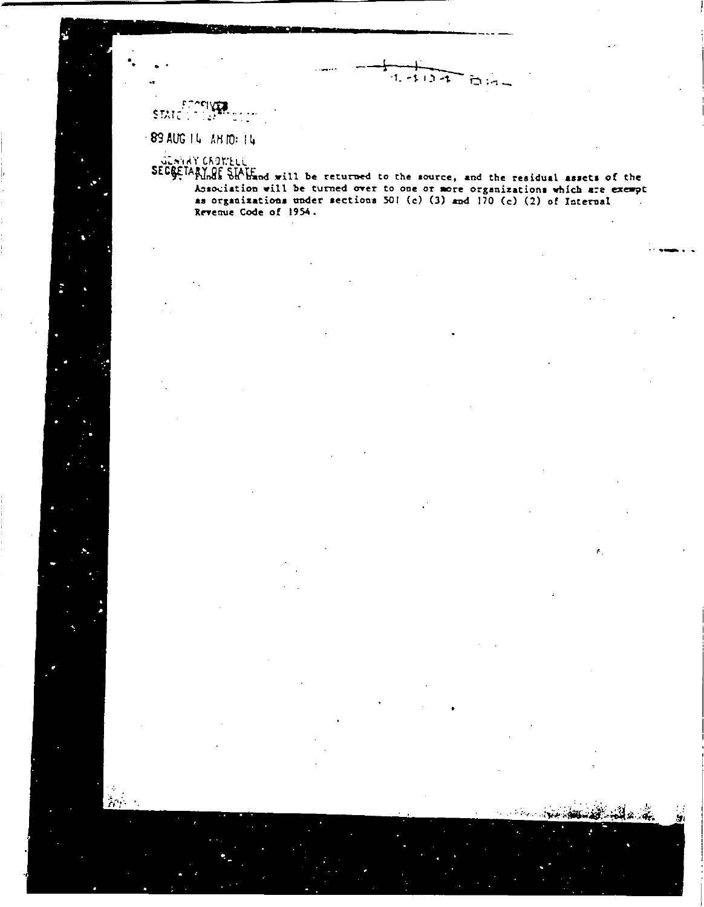RECEIVED
STATE OF ...

89 AUG 14 AM 10: 14

GENTRY CROWELL
SECRETARY OF STATE

9. Funds on hand will be returned to the source, and the residual assets of the Association will be turned over to one or more organizations which are exempt as organizations under sections 501 (c) (3) and 170 (c) (2) of Internal Revenue Code of 1954.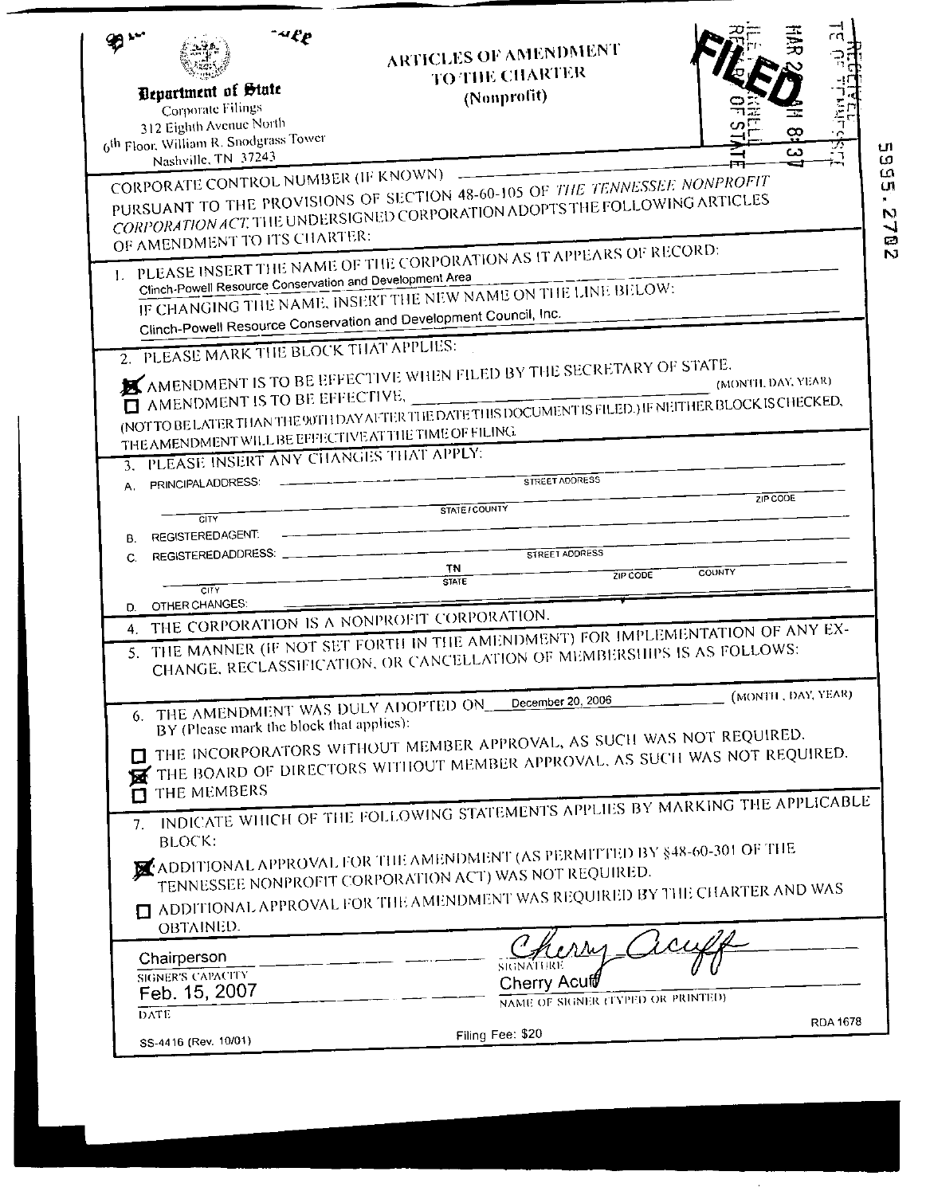**Department of State**
Corporate Filings
312 Eighth Avenue North
6th Floor, William R. Snodgrass Tower
Nashville, TN 37243

# ARTICLES OF AMENDMENT TO THE CHARTER (Nonprofit)

FILED

5995.2702

CORPORATE CONTROL NUMBER (IF KNOWN) \_\_\_\_\_\_\_\_\_\_\_\_\_\_\_\_\_\_\_\_

PURSUANT TO THE PROVISIONS OF SECTION 48-60-105 OF *THE TENNESSEE NONPROFIT CORPORATION ACT*, THE UNDERSIGNED CORPORATION ADOPTS THE FOLLOWING ARTICLES OF AMENDMENT TO ITS CHARTER:

1. PLEASE INSERT THE NAME OF THE CORPORATION AS IT APPEARS OF RECORD:
   Clinch-Powell Resource Conservation and Development Area
   IF CHANGING THE NAME, INSERT THE NEW NAME ON THE LINE BELOW:
   Clinch-Powell Resource Conservation and Development Council, Inc.

2. PLEASE MARK THE BLOCK THAT APPLIES:
   - [X] AMENDMENT IS TO BE EFFECTIVE WHEN FILED BY THE SECRETARY OF STATE.
   - [ ] AMENDMENT IS TO BE EFFECTIVE, \_\_\_\_\_\_\_\_\_\_\_\_\_\_\_\_\_\_\_\_ (MONTH, DAY, YEAR)

   (NOT TO BE LATER THAN THE 90TH DAY AFTER THE DATE THIS DOCUMENT IS FILED.) IF NEITHER BLOCK IS CHECKED, THE AMENDMENT WILL BE EFFECTIVE AT THE TIME OF FILING.

3. PLEASE INSERT ANY CHANGES THAT APPLY:
   - A. PRINCIPAL ADDRESS: \_\_\_\_\_\_\_\_\_\_ STREET ADDRESS \_\_\_\_\_\_\_\_\_\_ CITY \_\_\_\_\_\_\_\_\_\_ STATE / COUNTY \_\_\_\_\_\_\_\_\_\_ ZIP CODE
   - B. REGISTERED AGENT: \_\_\_\_\_\_\_\_\_\_
   - C. REGISTERED ADDRESS: \_\_\_\_\_\_\_\_\_\_ STREET ADDRESS \_\_\_\_\_\_\_\_\_\_ CITY \_\_\_\_\_\_\_\_\_\_ TN STATE \_\_\_\_\_\_\_\_\_\_ ZIP CODE \_\_\_\_\_\_\_\_\_\_ COUNTY
   - D. OTHER CHANGES: \_\_\_\_\_\_\_\_\_\_

4. THE CORPORATION IS A NONPROFIT CORPORATION.

5. THE MANNER (IF NOT SET FORTH IN THE AMENDMENT) FOR IMPLEMENTATION OF ANY EXCHANGE, RECLASSIFICATION, OR CANCELLATION OF MEMBERSHIPS IS AS FOLLOWS:

6. THE AMENDMENT WAS DULY ADOPTED ON December 20, 2006 (MONTH, DAY, YEAR) BY (Please mark the block that applies):
   - [ ] THE INCORPORATORS WITHOUT MEMBER APPROVAL, AS SUCH WAS NOT REQUIRED.
   - [X] THE BOARD OF DIRECTORS WITHOUT MEMBER APPROVAL, AS SUCH WAS NOT REQUIRED.
   - [ ] THE MEMBERS

7. INDICATE WHICH OF THE FOLLOWING STATEMENTS APPLIES BY MARKING THE APPLICABLE BLOCK:
   - [X] ADDITIONAL APPROVAL FOR THE AMENDMENT (AS PERMITTED BY §48-60-301 OF THE TENNESSEE NONPROFIT CORPORATION ACT) WAS NOT REQUIRED.
   - [ ] ADDITIONAL APPROVAL FOR THE AMENDMENT WAS REQUIRED BY THE CHARTER AND WAS OBTAINED.

Chairperson
SIGNER'S CAPACITY

Feb. 15, 2007
DATE

Cherry Acuff
SIGNATURE

Cherry Acuff
NAME OF SIGNER (TYPED OR PRINTED)

SS-4416 (Rev. 10/01)

Filing Fee: $20

RDA 1678